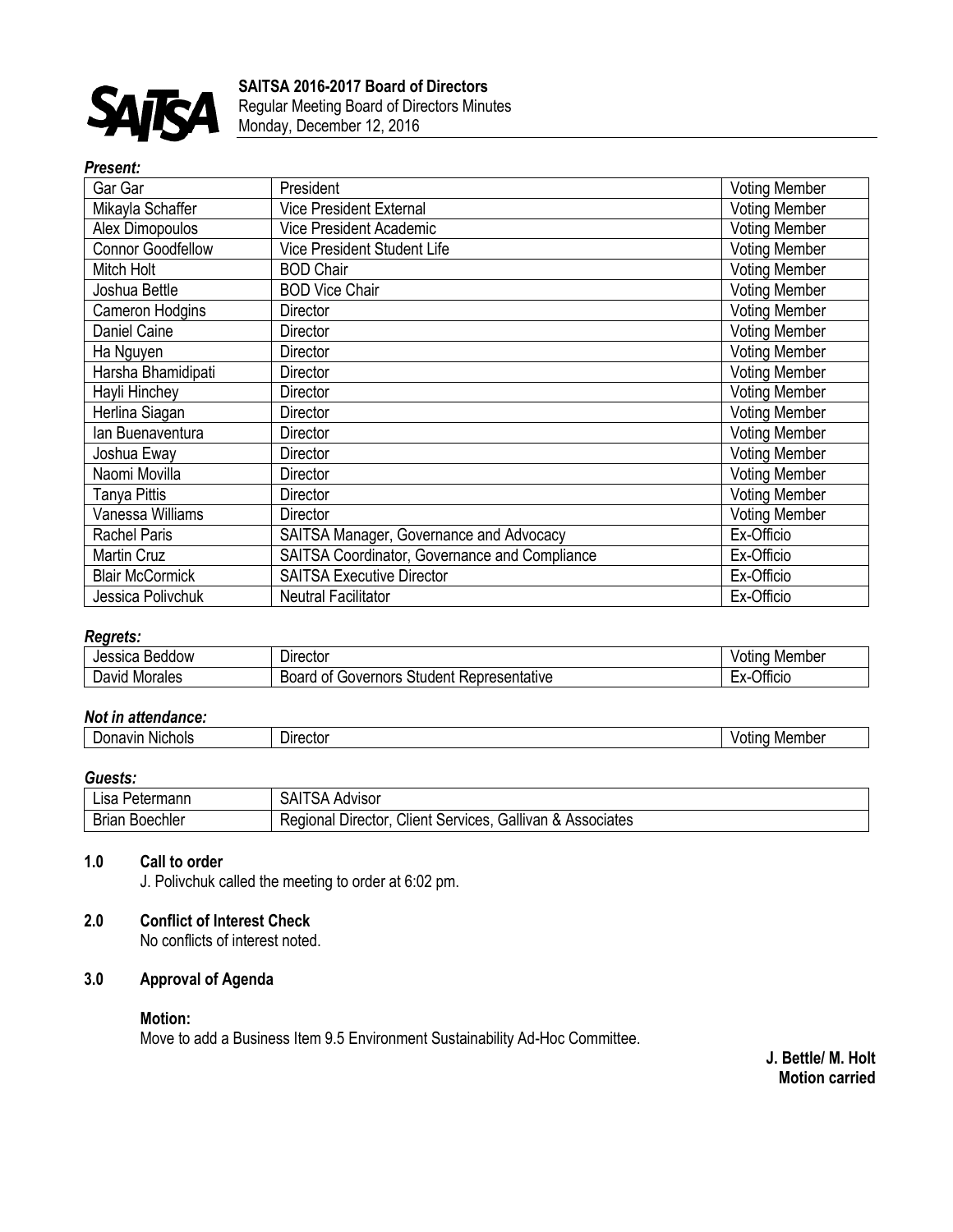# SAITSA 2016-2017 Board of Directors

Regular Meeting Board of Directors Minutes
Monday, December 12, 2016

***Present:***

| | | |
|---|---|---|
| Gar Gar | President | Voting Member |
| Mikayla Schaffer | Vice President External | Voting Member |
| Alex Dimopoulos | Vice President Academic | Voting Member |
| Connor Goodfellow | Vice President Student Life | Voting Member |
| Mitch Holt | BOD Chair | Voting Member |
| Joshua Bettle | BOD Vice Chair | Voting Member |
| Cameron Hodgins | Director | Voting Member |
| Daniel Caine | Director | Voting Member |
| Ha Nguyen | Director | Voting Member |
| Harsha Bhamidipati | Director | Voting Member |
| Hayli Hinchey | Director | Voting Member |
| Herlina Siagan | Director | Voting Member |
| Ian Buenaventura | Director | Voting Member |
| Joshua Eway | Director | Voting Member |
| Naomi Movilla | Director | Voting Member |
| Tanya Pittis | Director | Voting Member |
| Vanessa Williams | Director | Voting Member |
| Rachel Paris | SAITSA Manager, Governance and Advocacy | Ex-Officio |
| Martin Cruz | SAITSA Coordinator, Governance and Compliance | Ex-Officio |
| Blair McCormick | SAITSA Executive Director | Ex-Officio |
| Jessica Polivchuk | Neutral Facilitator | Ex-Officio |

***Regrets:***

| | | |
|---|---|---|
| Jessica Beddow | Director | Voting Member |
| David Morales | Board of Governors Student Representative | Ex-Officio |

***Not in attendance:***

| | | |
|---|---|---|
| Donavin Nichols | Director | Voting Member |

***Guests:***

| | |
|---|---|
| Lisa Petermann | SAITSA Advisor |
| Brian Boechler | Regional Director, Client Services, Gallivan & Associates |

## 1.0 Call to order

J. Polivchuk called the meeting to order at 6:02 pm.

## 2.0 Conflict of Interest Check

No conflicts of interest noted.

## 3.0 Approval of Agenda

**Motion:**

Move to add a Business Item 9.5 Environment Sustainability Ad-Hoc Committee.

**J. Bettle/ M. Holt**
**Motion carried**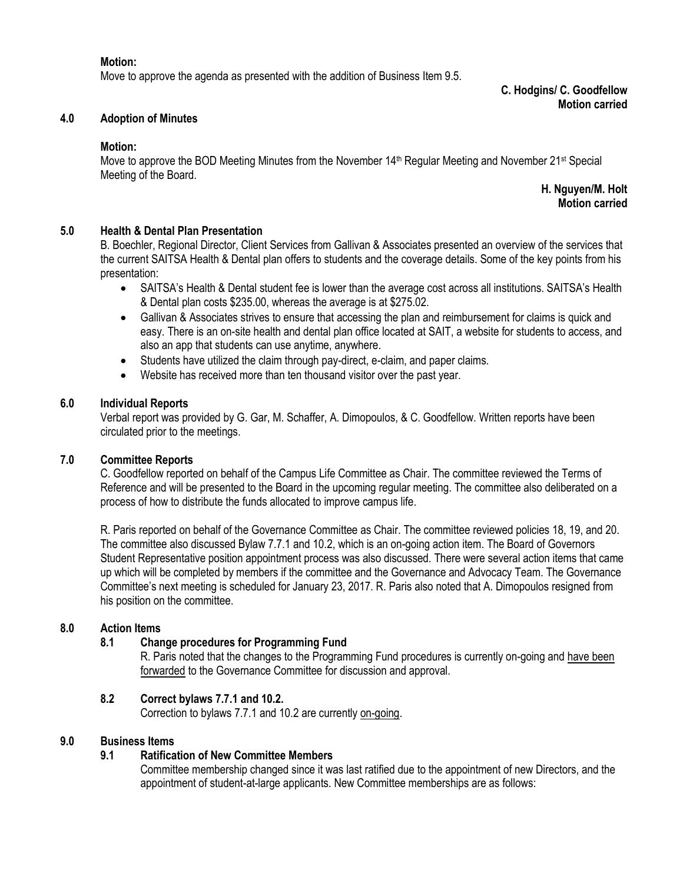**Motion:**
Move to approve the agenda as presented with the addition of Business Item 9.5.

**C. Hodgins/ C. Goodfellow**
**Motion carried**

## 4.0 Adoption of Minutes

**Motion:**
Move to approve the BOD Meeting Minutes from the November 14th Regular Meeting and November 21st Special Meeting of the Board.

**H. Nguyen/M. Holt**
**Motion carried**

## 5.0 Health & Dental Plan Presentation

B. Boechler, Regional Director, Client Services from Gallivan & Associates presented an overview of the services that the current SAITSA Health & Dental plan offers to students and the coverage details. Some of the key points from his presentation:

- SAITSA's Health & Dental student fee is lower than the average cost across all institutions. SAITSA's Health & Dental plan costs $235.00, whereas the average is at $275.02.
- Gallivan & Associates strives to ensure that accessing the plan and reimbursement for claims is quick and easy. There is an on-site health and dental plan office located at SAIT, a website for students to access, and also an app that students can use anytime, anywhere.
- Students have utilized the claim through pay-direct, e-claim, and paper claims.
- Website has received more than ten thousand visitor over the past year.

## 6.0 Individual Reports

Verbal report was provided by G. Gar, M. Schaffer, A. Dimopoulos, & C. Goodfellow. Written reports have been circulated prior to the meetings.

## 7.0 Committee Reports

C. Goodfellow reported on behalf of the Campus Life Committee as Chair. The committee reviewed the Terms of Reference and will be presented to the Board in the upcoming regular meeting. The committee also deliberated on a process of how to distribute the funds allocated to improve campus life.

R. Paris reported on behalf of the Governance Committee as Chair. The committee reviewed policies 18, 19, and 20. The committee also discussed Bylaw 7.7.1 and 10.2, which is an on-going action item. The Board of Governors Student Representative position appointment process was also discussed. There were several action items that came up which will be completed by members if the committee and the Governance and Advocacy Team. The Governance Committee's next meeting is scheduled for January 23, 2017. R. Paris also noted that A. Dimopoulos resigned from his position on the committee.

## 8.0 Action Items

### 8.1 Change procedures for Programming Fund

R. Paris noted that the changes to the Programming Fund procedures is currently on-going and have been forwarded to the Governance Committee for discussion and approval.

### 8.2 Correct bylaws 7.7.1 and 10.2.

Correction to bylaws 7.7.1 and 10.2 are currently on-going.

## 9.0 Business Items

### 9.1 Ratification of New Committee Members

Committee membership changed since it was last ratified due to the appointment of new Directors, and the appointment of student-at-large applicants. New Committee memberships are as follows: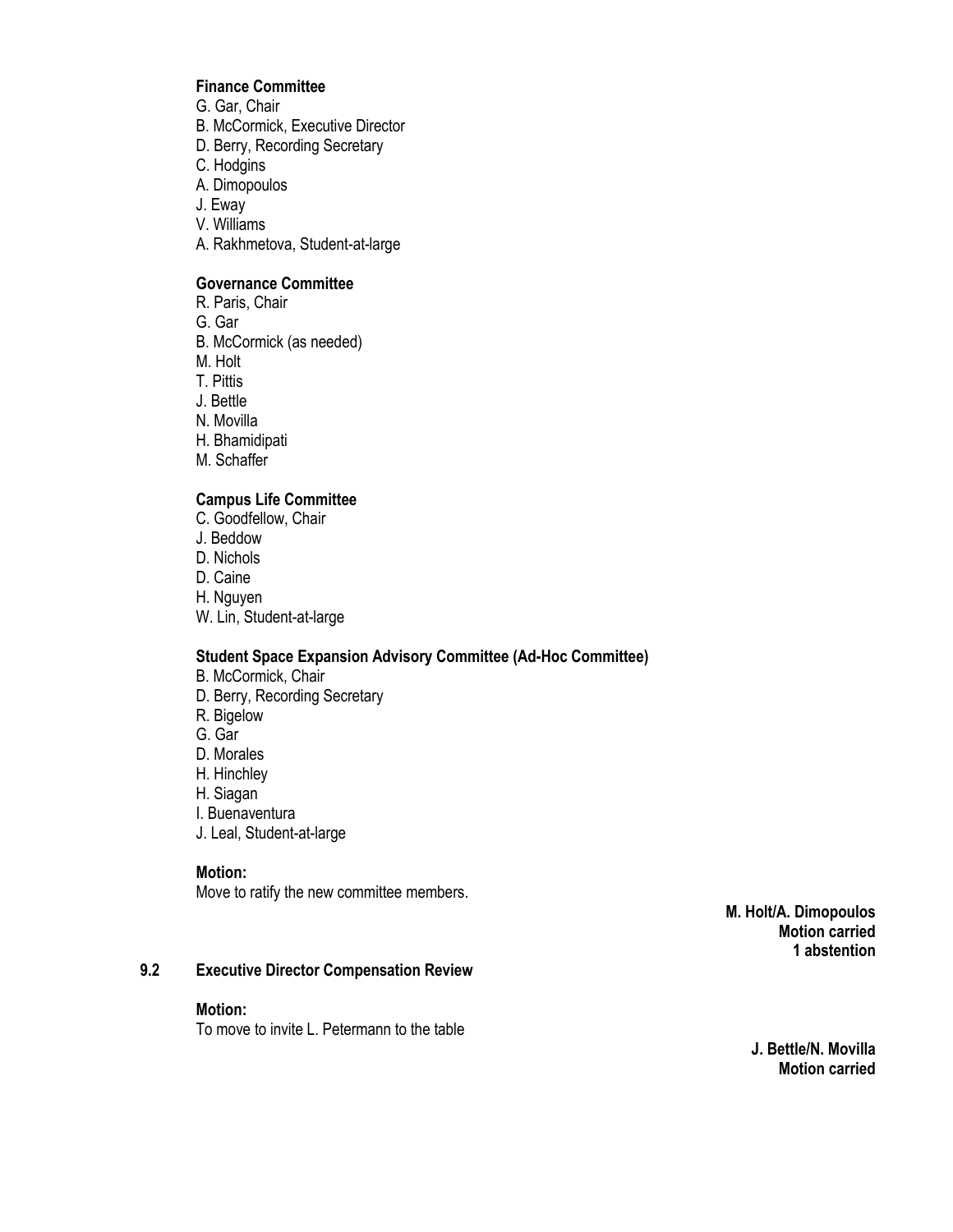**Finance Committee**

G. Gar, Chair
B. McCormick, Executive Director
D. Berry, Recording Secretary
C. Hodgins
A. Dimopoulos
J. Eway
V. Williams
A. Rakhmetova, Student-at-large

**Governance Committee**

R. Paris, Chair
G. Gar
B. McCormick (as needed)
M. Holt
T. Pittis
J. Bettle
N. Movilla
H. Bhamidipati
M. Schaffer

**Campus Life Committee**

C. Goodfellow, Chair
J. Beddow
D. Nichols
D. Caine
H. Nguyen
W. Lin, Student-at-large

**Student Space Expansion Advisory Committee (Ad-Hoc Committee)**

B. McCormick, Chair
D. Berry, Recording Secretary
R. Bigelow
G. Gar
D. Morales
H. Hinchley
H. Siagan
I. Buenaventura
J. Leal, Student-at-large

**Motion:**
Move to ratify the new committee members.

**M. Holt/A. Dimopoulos**
**Motion carried**
**1 abstention**

### 9.2 Executive Director Compensation Review

**Motion:**
To move to invite L. Petermann to the table

**J. Bettle/N. Movilla**
**Motion carried**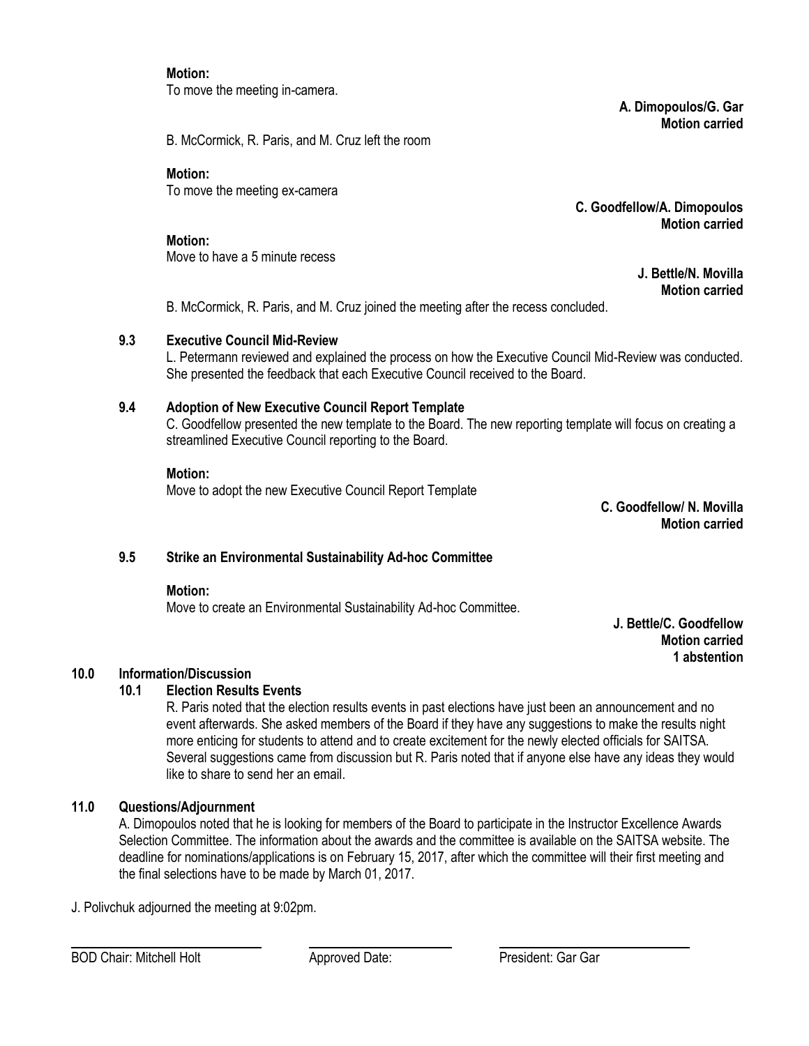**Motion:**
To move the meeting in-camera.

**A. Dimopoulos/G. Gar**
**Motion carried**

B. McCormick, R. Paris, and M. Cruz left the room

**Motion:**
To move the meeting ex-camera

**C. Goodfellow/A. Dimopoulos**
**Motion carried**

**Motion:**
Move to have a 5 minute recess

**J. Bettle/N. Movilla**
**Motion carried**

B. McCormick, R. Paris, and M. Cruz joined the meeting after the recess concluded.

### 9.3 Executive Council Mid-Review

L. Petermann reviewed and explained the process on how the Executive Council Mid-Review was conducted. She presented the feedback that each Executive Council received to the Board.

### 9.4 Adoption of New Executive Council Report Template

C. Goodfellow presented the new template to the Board. The new reporting template will focus on creating a streamlined Executive Council reporting to the Board.

**Motion:**
Move to adopt the new Executive Council Report Template

**C. Goodfellow/ N. Movilla**
**Motion carried**

### 9.5 Strike an Environmental Sustainability Ad-hoc Committee

**Motion:**
Move to create an Environmental Sustainability Ad-hoc Committee.

**J. Bettle/C. Goodfellow**
**Motion carried**
**1 abstention**

## 10.0 Information/Discussion

### 10.1 Election Results Events

R. Paris noted that the election results events in past elections have just been an announcement and no event afterwards. She asked members of the Board if they have any suggestions to make the results night more enticing for students to attend and to create excitement for the newly elected officials for SAITSA. Several suggestions came from discussion but R. Paris noted that if anyone else have any ideas they would like to share to send her an email.

## 11.0 Questions/Adjournment

A. Dimopoulos noted that he is looking for members of the Board to participate in the Instructor Excellence Awards Selection Committee. The information about the awards and the committee is available on the SAITSA website. The deadline for nominations/applications is on February 15, 2017, after which the committee will their first meeting and the final selections have to be made by March 01, 2017.

J. Polivchuk adjourned the meeting at 9:02pm.

BOD Chair: Mitchell Holt

Approved Date:

President: Gar Gar